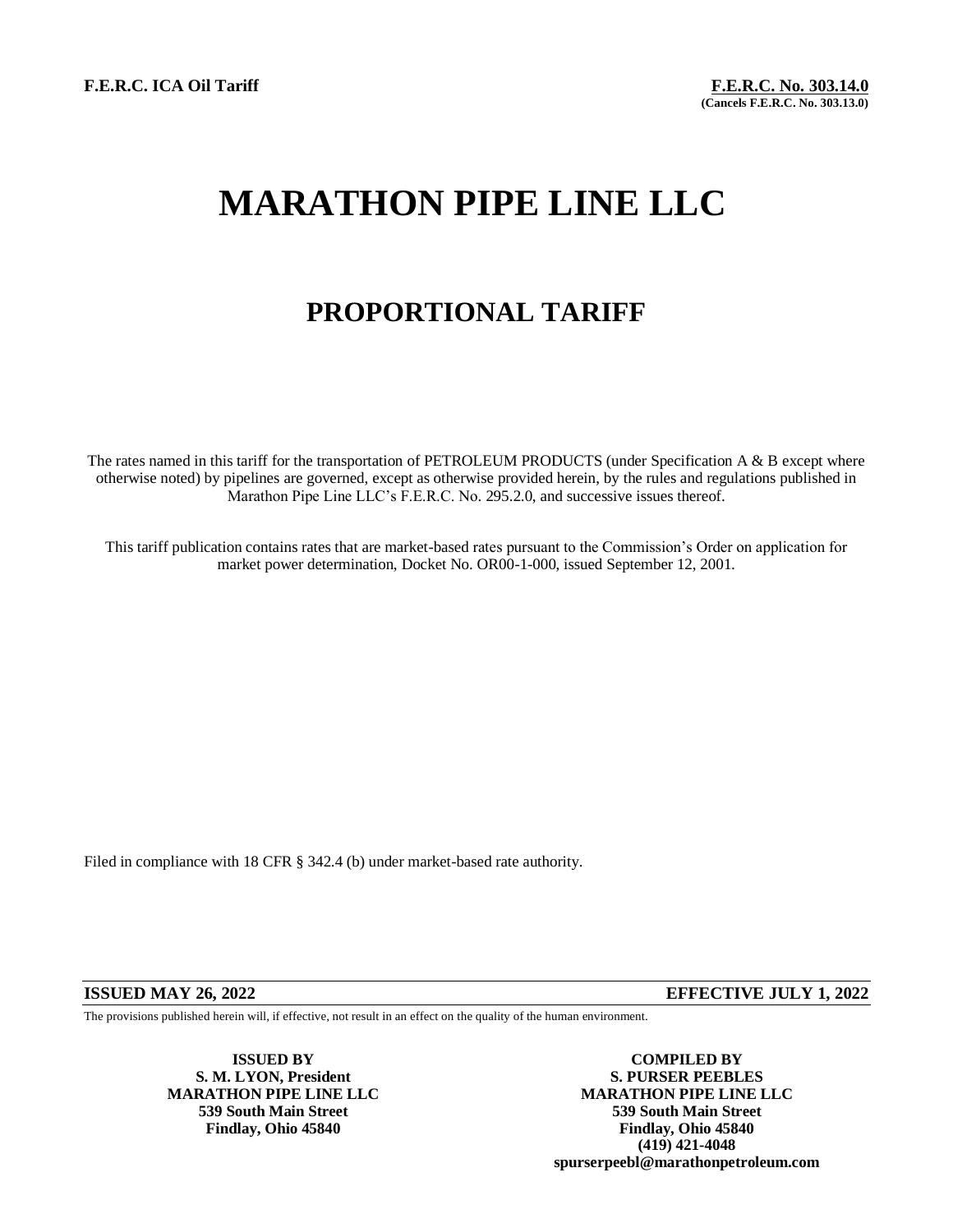**F.E.R.C. ICA Oil Tariff**

**F.E.R.C. No. 303.14.0**
**(Cancels F.E.R.C. No. 303.13.0)**

# MARATHON PIPE LINE LLC

## PROPORTIONAL TARIFF

The rates named in this tariff for the transportation of PETROLEUM PRODUCTS (under Specification A & B except where otherwise noted) by pipelines are governed, except as otherwise provided herein, by the rules and regulations published in Marathon Pipe Line LLC's F.E.R.C. No. 295.2.0, and successive issues thereof.

This tariff publication contains rates that are market-based rates pursuant to the Commission's Order on application for market power determination, Docket No. OR00-1-000, issued September 12, 2001.

Filed in compliance with 18 CFR § 342.4 (b) under market-based rate authority.

**ISSUED MAY 26, 2022** **EFFECTIVE JULY 1, 2022**

The provisions published herein will, if effective, not result in an effect on the quality of the human environment.

**ISSUED BY**
**S. M. LYON, President**
**MARATHON PIPE LINE LLC**
**539 South Main Street**
**Findlay, Ohio 45840**

**COMPILED BY**
**S. PURSER PEEBLES**
**MARATHON PIPE LINE LLC**
**539 South Main Street**
**Findlay, Ohio 45840**
**(419) 421-4048**
**spurserpeebl@marathonpetroleum.com**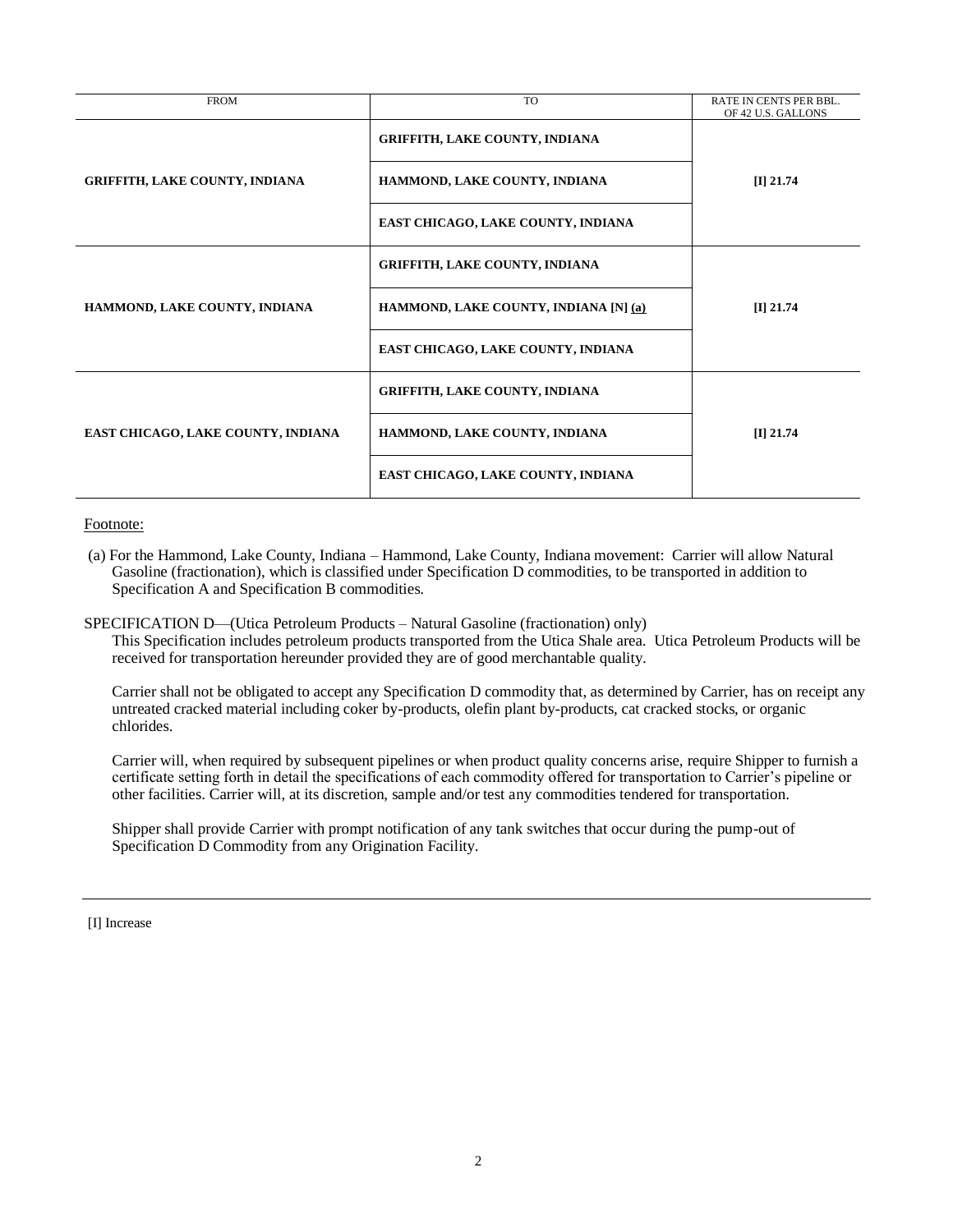| FROM | TO | RATE IN CENTS PER BBL. OF 42 U.S. GALLONS |
|---|---|---|
| **GRIFFITH, LAKE COUNTY, INDIANA** | **GRIFFITH, LAKE COUNTY, INDIANA** | **[I] 21.74** |
| | **HAMMOND, LAKE COUNTY, INDIANA** | |
| | **EAST CHICAGO, LAKE COUNTY, INDIANA** | |
| **HAMMOND, LAKE COUNTY, INDIANA** | **GRIFFITH, LAKE COUNTY, INDIANA** | **[I] 21.74** |
| | **HAMMOND, LAKE COUNTY, INDIANA [N] (a)** | |
| | **EAST CHICAGO, LAKE COUNTY, INDIANA** | |
| **EAST CHICAGO, LAKE COUNTY, INDIANA** | **GRIFFITH, LAKE COUNTY, INDIANA** | **[I] 21.74** |
| | **HAMMOND, LAKE COUNTY, INDIANA** | |
| | **EAST CHICAGO, LAKE COUNTY, INDIANA** | |

Footnote:

(a) For the Hammond, Lake County, Indiana – Hammond, Lake County, Indiana movement: Carrier will allow Natural Gasoline (fractionation), which is classified under Specification D commodities, to be transported in addition to Specification A and Specification B commodities.

SPECIFICATION D—(Utica Petroleum Products – Natural Gasoline (fractionation) only)

This Specification includes petroleum products transported from the Utica Shale area. Utica Petroleum Products will be received for transportation hereunder provided they are of good merchantable quality.

Carrier shall not be obligated to accept any Specification D commodity that, as determined by Carrier, has on receipt any untreated cracked material including coker by-products, olefin plant by-products, cat cracked stocks, or organic chlorides.

Carrier will, when required by subsequent pipelines or when product quality concerns arise, require Shipper to furnish a certificate setting forth in detail the specifications of each commodity offered for transportation to Carrier's pipeline or other facilities. Carrier will, at its discretion, sample and/or test any commodities tendered for transportation.

Shipper shall provide Carrier with prompt notification of any tank switches that occur during the pump-out of Specification D Commodity from any Origination Facility.

---

[I] Increase